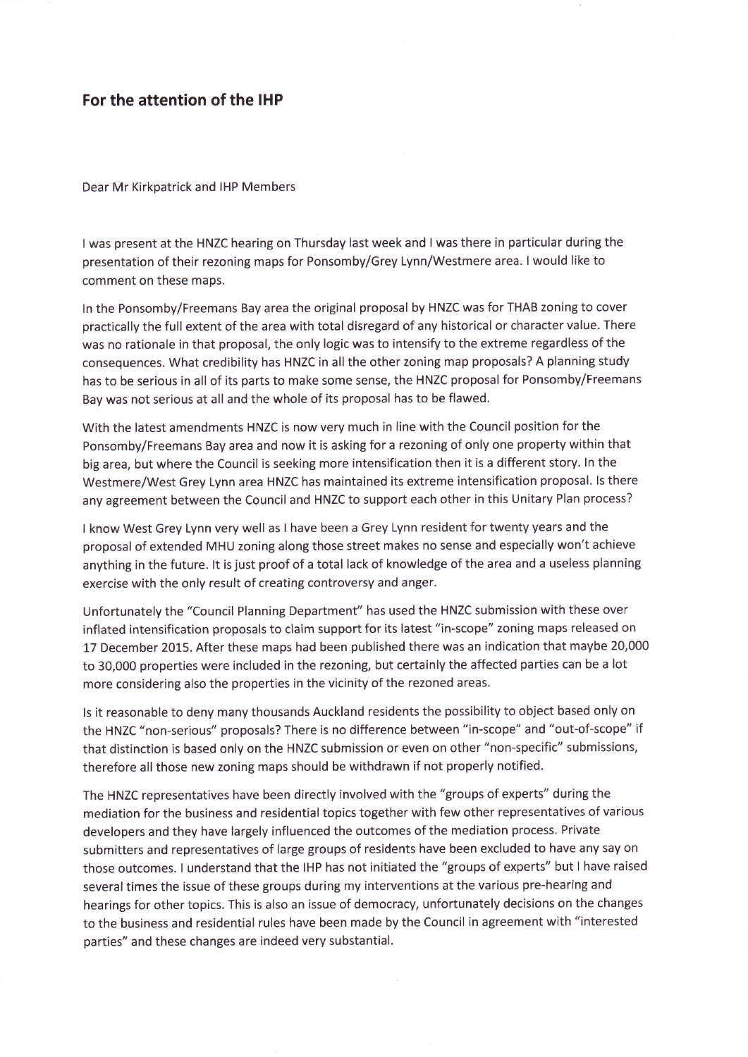## For the attention of the IHP

Dear Mr Kirkpatrick and IHP Members

I was present at the HNZC hearing on Thursday last week and I was there in particular during the presentation of their rezoning maps for Ponsomby/Grey Lynn/Westmere area. I would like to comment on these maps.

In the Ponsomby/Freemans Bay area the original proposal by HNZC was for THAB zoning to cover practically the full extent of the area with total disregard of any historical or character value. There was no rationale in that proposal, the only logic was to intensify to the extreme regardless of the consequences. What credibility has HNZC in all the other zoning map proposals? A planning study has to be serious in all of its parts to make some sense, the HNZC proposal for Ponsomby/Freemans Bay was not serious at all and the whole of its proposal has to be flawed.

With the latest amendments HNZC is now very much in line with the Council position for the Ponsomby/Freemans Bay area and now it is asking for a rezoning of only one property within that big area, but where the Council is seeking more intensification then it is a different story. In the Westmere/West Grey Lynn area HNZC has maintained its extreme intensification proposal. Is there any agreement between the Council and HNZC to support each other in this Unitary Plan process?

I know West Grey Lynn very well as I have been a Grey Lynn resident for twenty years and the proposal of extended MHU zoning along those street makes no sense and especially won't achieve anything in the future. It is just proof of a total lack of knowledge of the area and a useless planning exercise with the only result of creating controversy and anger.

Unfortunately the "Council Planning Department" has used the HNZC submission with these over inflated intensification proposals to claim support for its latest "in-scope" zoning maps released on 17 December 2015. After these maps had been published there was an indication that maybe 20,000 to 30,000 properties were included in the rezoning, but certainly the affected parties can be a lot more considering also the properties in the vicinity of the rezoned areas.

Is it reasonable to deny many thousands Auckland residents the possibility to object based only on the HNZC "non-serious" proposals? There is no difference between "in-scope" and "out-of-scope" if that distinction is based only on the HNZC submission or even on other "non-specific" submissions, therefore all those new zoning maps should be withdrawn if not properly notified.

The HNZC representatives have been directly involved with the "groups of experts" during the mediation for the business and residential topics together with few other representatives of various developers and they have largely influenced the outcomes of the mediation process. Private submitters and representatives of large groups of residents have been excluded to have any say on those outcomes. I understand that the IHP has not initiated the "groups of experts" but I have raised several times the issue of these groups during my interventions at the various pre-hearing and hearings for other topics. This is also an issue of democracy, unfortunately decisions on the changes to the business and residential rules have been made by the Council in agreement with "interested parties" and these changes are indeed very substantial.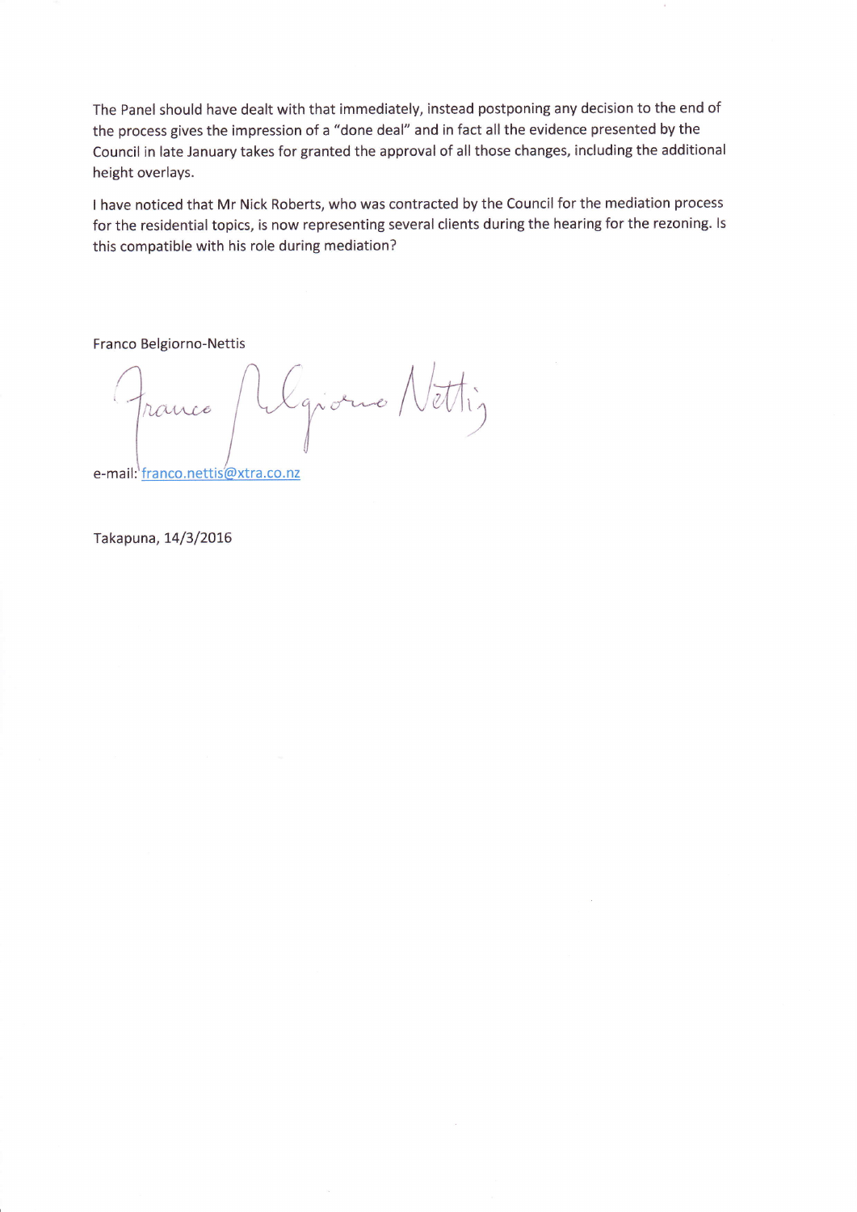The Panel should have dealt with that immediately, instead postponing any decision to the end of the process gives the impression of a "done deal" and in fact all the evidence presented by the Council in late January takes for granted the approval of all those changes, including the additional height overlays.

I have noticed that Mr Nick Roberts, who was contracted by the Council for the mediation process for the residential topics, is now representing several clients during the hearing for the rezoning. Is this compatible with his role during mediation?

Franco Belgiorno-Nettis

Franco Belgiorno Nettis

e-mail: franco.nettis@xtra.co.nz

Takapuna, 14/3/2016